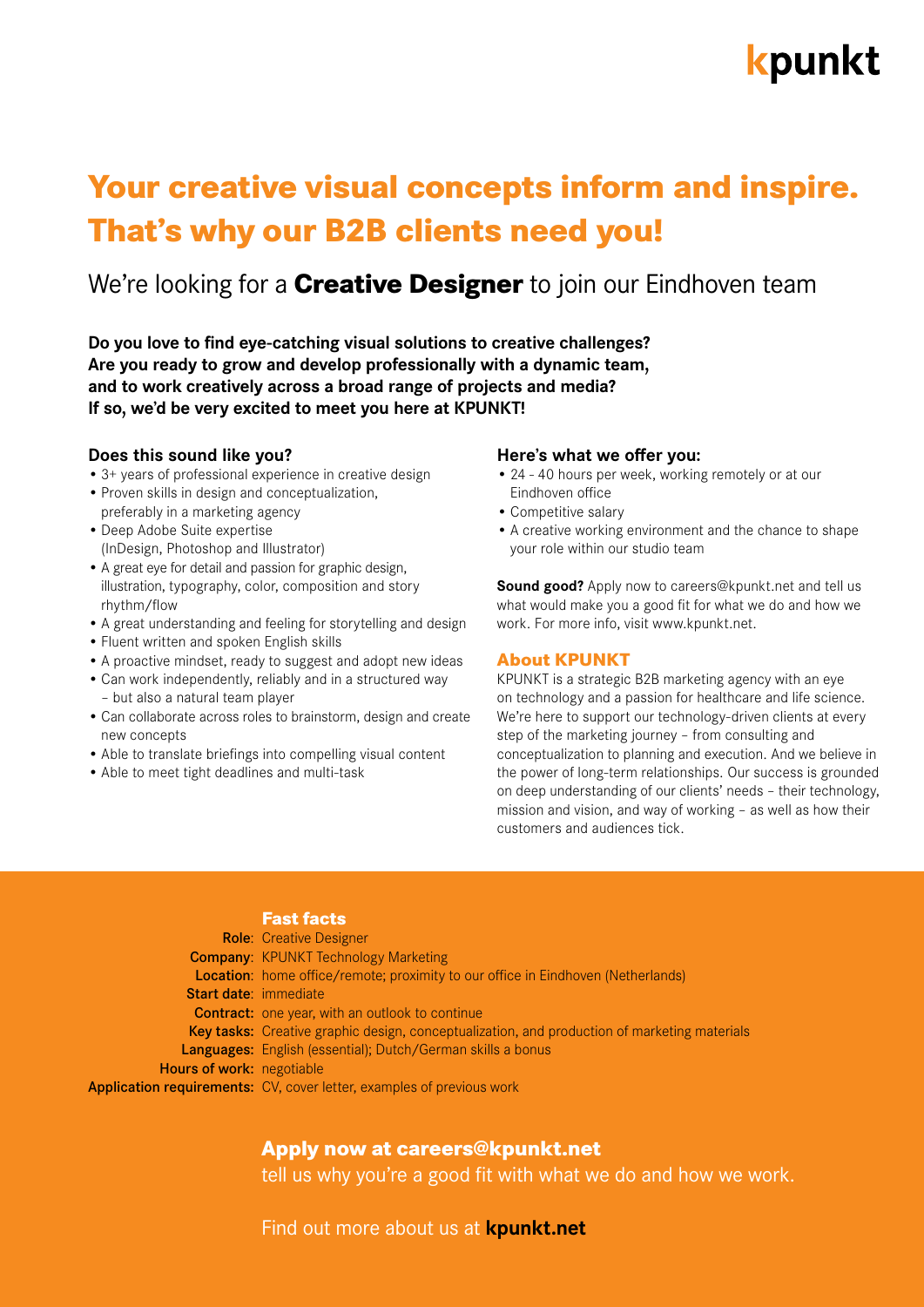# kpunkt

# Your creative visual concepts inform and inspire. That's why our B2B clients need you!

## We're looking for a **Creative Designer** to join our Eindhoven team

**Do you love to find eye-catching visual solutions to creative challenges? Are you ready to grow and develop professionally with a dynamic team, and to work creatively across a broad range of projects and media? If so, we'd be very excited to meet you here at KPUNKT!**

### Does this sound like you?

- 3+ years of professional experience in creative design
- Proven skills in design and conceptualization, preferably in a marketing agency
- Deep Adobe Suite expertise (InDesign, Photoshop and Illustrator)
- A great eye for detail and passion for graphic design, illustration, typography, color, composition and story rhythm/flow
- A great understanding and feeling for storytelling and design
- Fluent written and spoken English skills
- A proactive mindset, ready to suggest and adopt new ideas
- Can work independently, reliably and in a structured way – but also a natural team player
- Can collaborate across roles to brainstorm, design and create new concepts
- Able to translate briefings into compelling visual content
- Able to meet tight deadlines and multi-task

### Here's what we offer you:

- 24 - 40 hours per week, working remotely or at our Eindhoven office
- Competitive salary
- A creative working environment and the chance to shape your role within our studio team

**Sound good?** Apply now to careers@kpunkt.net and tell us what would make you a good fit for what we do and how we work. For more info, visit www.kpunkt.net.

### About KPUNKT

KPUNKT is a strategic B2B marketing agency with an eye on technology and a passion for healthcare and life science. We're here to support our technology-driven clients at every step of the marketing journey – from consulting and conceptualization to planning and execution. And we believe in the power of long-term relationships. Our success is grounded on deep understanding of our clients' needs – their technology, mission and vision, and way of working – as well as how their customers and audiences tick.

### Fast facts

**Role**: Creative Designer
**Company**: KPUNKT Technology Marketing
**Location**: home office/remote; proximity to our office in Eindhoven (Netherlands)
**Start date**: immediate
**Contract:** one year, with an outlook to continue
**Key tasks:** Creative graphic design, conceptualization, and production of marketing materials
**Languages:** English (essential); Dutch/German skills a bonus
**Hours of work:** negotiable
**Application requirements:** CV, cover letter, examples of previous work

### Apply now at careers@kpunkt.net

tell us why you're a good fit with what we do and how we work.

Find out more about us at **kpunkt.net**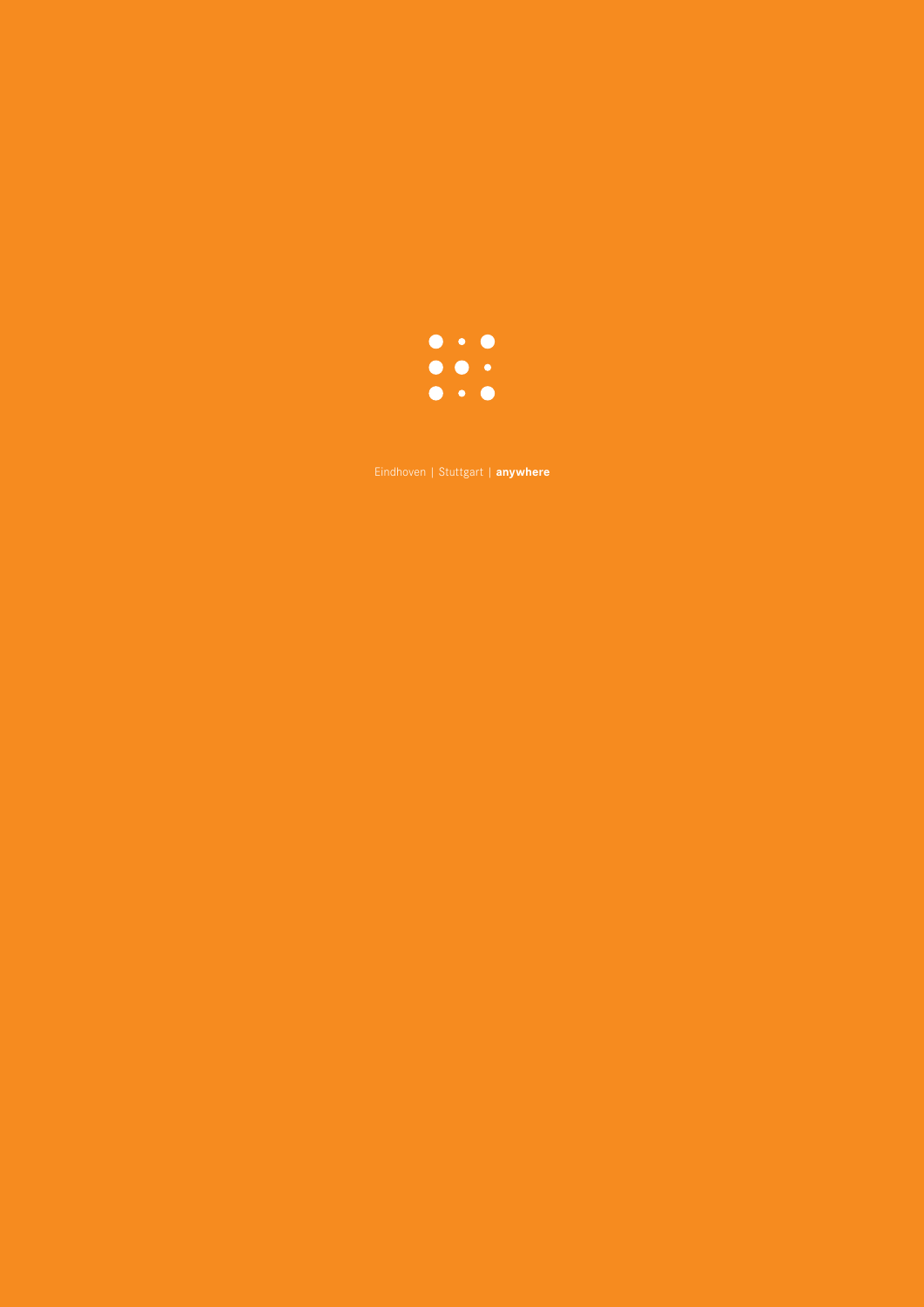Eindhoven | Stuttgart | **anywhere**